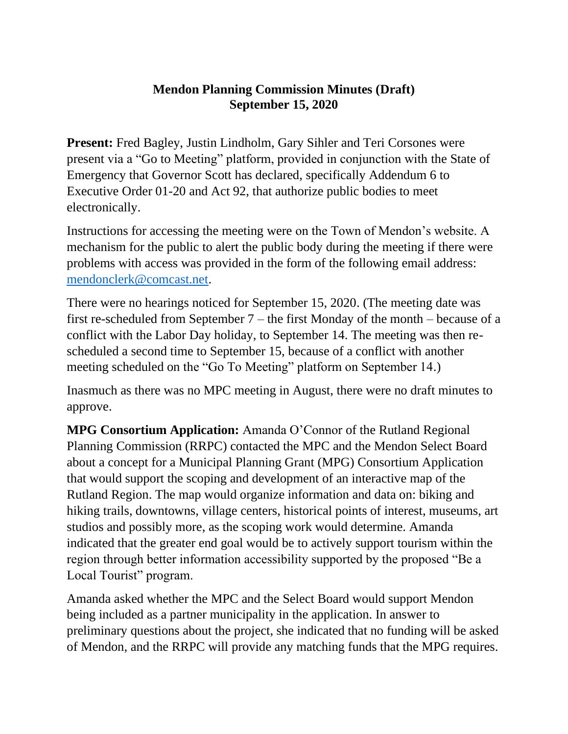# Mendon Planning Commission Minutes (Draft)
# September 15, 2020

**Present:** Fred Bagley, Justin Lindholm, Gary Sihler and Teri Corsones were present via a "Go to Meeting" platform, provided in conjunction with the State of Emergency that Governor Scott has declared, specifically Addendum 6 to Executive Order 01-20 and Act 92, that authorize public bodies to meet electronically.

Instructions for accessing the meeting were on the Town of Mendon's website. A mechanism for the public to alert the public body during the meeting if there were problems with access was provided in the form of the following email address: mendonclerk@comcast.net.

There were no hearings noticed for September 15, 2020. (The meeting date was first re-scheduled from September 7 – the first Monday of the month – because of a conflict with the Labor Day holiday, to September 14. The meeting was then re-scheduled a second time to September 15, because of a conflict with another meeting scheduled on the "Go To Meeting" platform on September 14.)

Inasmuch as there was no MPC meeting in August, there were no draft minutes to approve.

**MPG Consortium Application:** Amanda O'Connor of the Rutland Regional Planning Commission (RRPC) contacted the MPC and the Mendon Select Board about a concept for a Municipal Planning Grant (MPG) Consortium Application that would support the scoping and development of an interactive map of the Rutland Region. The map would organize information and data on: biking and hiking trails, downtowns, village centers, historical points of interest, museums, art studios and possibly more, as the scoping work would determine. Amanda indicated that the greater end goal would be to actively support tourism within the region through better information accessibility supported by the proposed "Be a Local Tourist" program.

Amanda asked whether the MPC and the Select Board would support Mendon being included as a partner municipality in the application. In answer to preliminary questions about the project, she indicated that no funding will be asked of Mendon, and the RRPC will provide any matching funds that the MPG requires.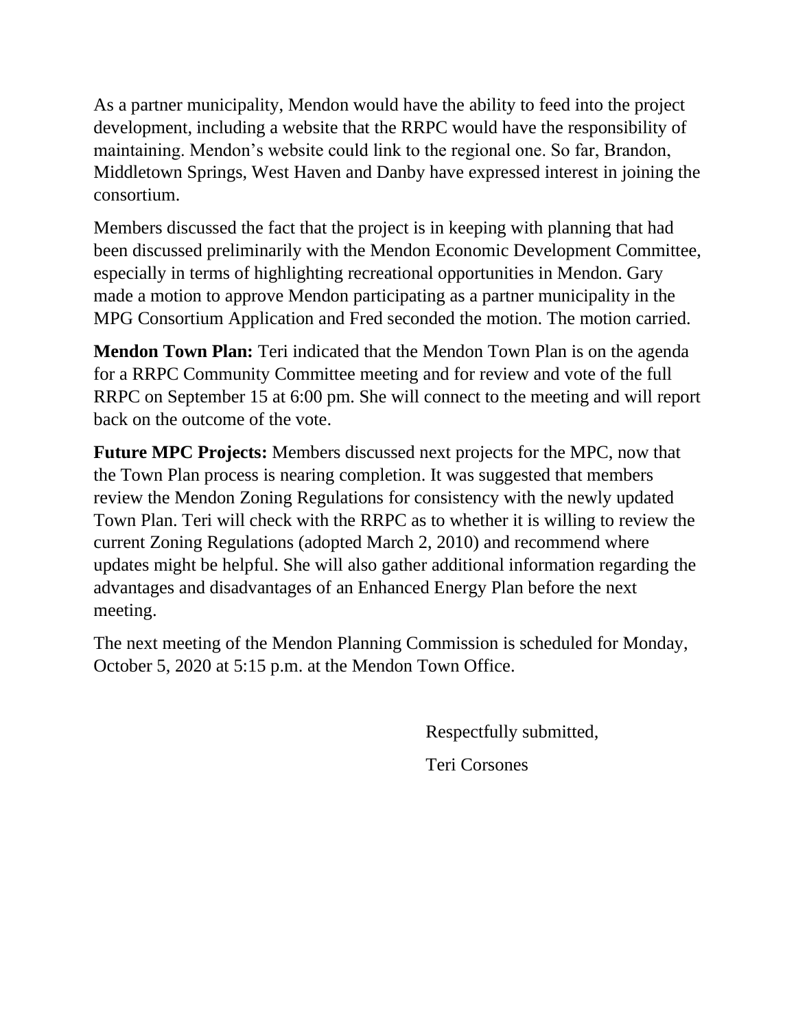As a partner municipality, Mendon would have the ability to feed into the project development, including a website that the RRPC would have the responsibility of maintaining. Mendon's website could link to the regional one. So far, Brandon, Middletown Springs, West Haven and Danby have expressed interest in joining the consortium.

Members discussed the fact that the project is in keeping with planning that had been discussed preliminarily with the Mendon Economic Development Committee, especially in terms of highlighting recreational opportunities in Mendon. Gary made a motion to approve Mendon participating as a partner municipality in the MPG Consortium Application and Fred seconded the motion. The motion carried.

**Mendon Town Plan:** Teri indicated that the Mendon Town Plan is on the agenda for a RRPC Community Committee meeting and for review and vote of the full RRPC on September 15 at 6:00 pm. She will connect to the meeting and will report back on the outcome of the vote.

**Future MPC Projects:** Members discussed next projects for the MPC, now that the Town Plan process is nearing completion. It was suggested that members review the Mendon Zoning Regulations for consistency with the newly updated Town Plan. Teri will check with the RRPC as to whether it is willing to review the current Zoning Regulations (adopted March 2, 2010) and recommend where updates might be helpful. She will also gather additional information regarding the advantages and disadvantages of an Enhanced Energy Plan before the next meeting.

The next meeting of the Mendon Planning Commission is scheduled for Monday, October 5, 2020 at 5:15 p.m. at the Mendon Town Office.

Respectfully submitted,

Teri Corsones